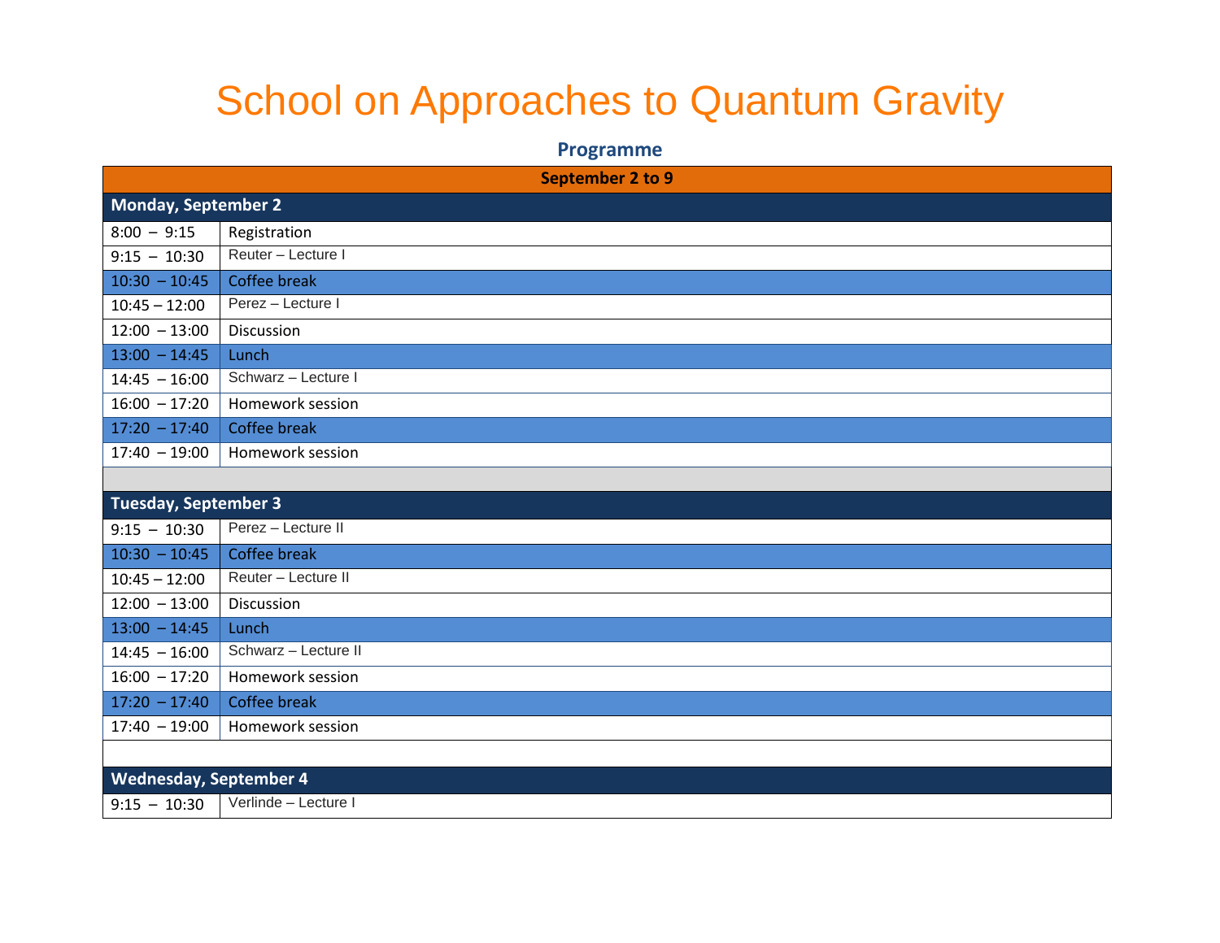# School on Approaches to Quantum Gravity

## Programme

| September 2 to 9 | |
|---|---|
| **Monday, September 2** | |
| 8:00 – 9:15 | Registration |
| 9:15 – 10:30 | Reuter – Lecture I |
| 10:30 – 10:45 | Coffee break |
| 10:45 – 12:00 | Perez – Lecture I |
| 12:00 – 13:00 | Discussion |
| 13:00 – 14:45 | Lunch |
| 14:45 – 16:00 | Schwarz – Lecture I |
| 16:00 – 17:20 | Homework session |
| 17:20 – 17:40 | Coffee break |
| 17:40 – 19:00 | Homework session |
| | |
| **Tuesday, September 3** | |
| 9:15 – 10:30 | Perez – Lecture II |
| 10:30 – 10:45 | Coffee break |
| 10:45 – 12:00 | Reuter – Lecture II |
| 12:00 – 13:00 | Discussion |
| 13:00 – 14:45 | Lunch |
| 14:45 – 16:00 | Schwarz – Lecture II |
| 16:00 – 17:20 | Homework session |
| 17:20 – 17:40 | Coffee break |
| 17:40 – 19:00 | Homework session |
| | |
| **Wednesday, September 4** | |
| 9:15 – 10:30 | Verlinde – Lecture I |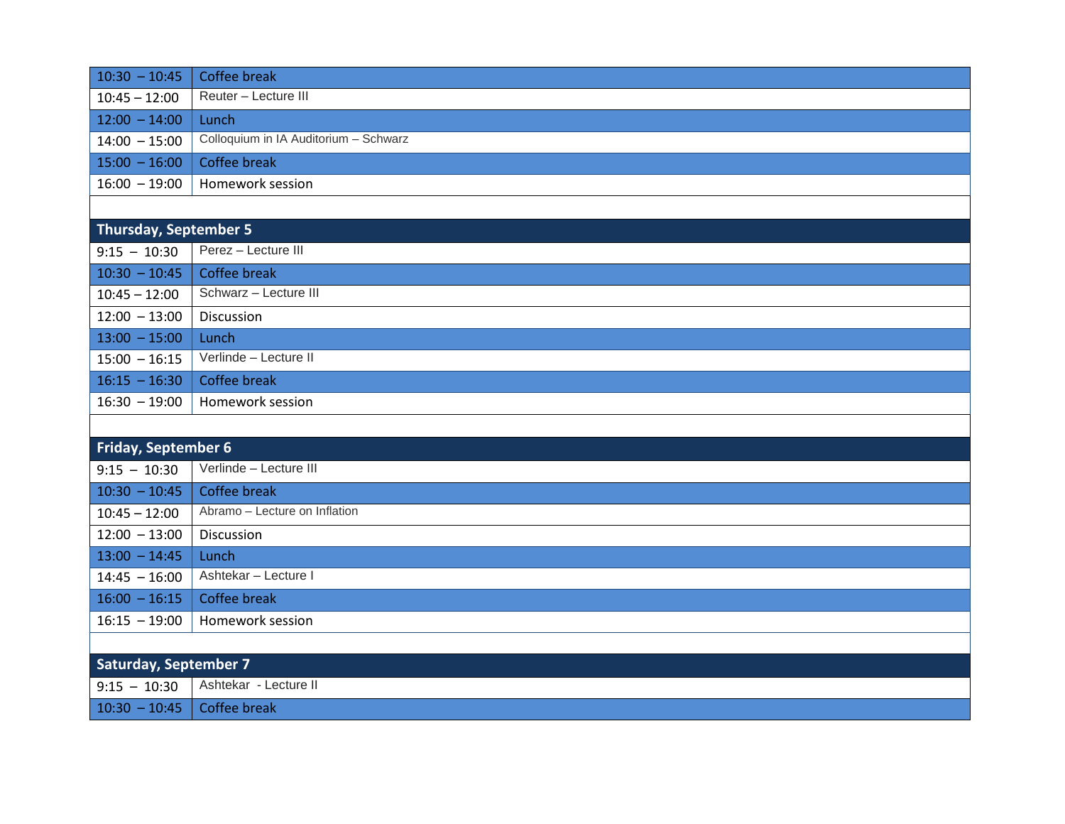| | |
|---|---|
| 10:30 – 10:45 | Coffee break |
| 10:45 – 12:00 | Reuter – Lecture III |
| 12:00 – 14:00 | Lunch |
| 14:00 – 15:00 | Colloquium in IA Auditorium – Schwarz |
| 15:00 – 16:00 | Coffee break |
| 16:00 – 19:00 | Homework session |

**Thursday, September 5**

| | |
|---|---|
| 9:15 – 10:30 | Perez – Lecture III |
| 10:30 – 10:45 | Coffee break |
| 10:45 – 12:00 | Schwarz – Lecture III |
| 12:00 – 13:00 | Discussion |
| 13:00 – 15:00 | Lunch |
| 15:00 – 16:15 | Verlinde – Lecture II |
| 16:15 – 16:30 | Coffee break |
| 16:30 – 19:00 | Homework session |

**Friday, September 6**

| | |
|---|---|
| 9:15 – 10:30 | Verlinde – Lecture III |
| 10:30 – 10:45 | Coffee break |
| 10:45 – 12:00 | Abramo – Lecture on Inflation |
| 12:00 – 13:00 | Discussion |
| 13:00 – 14:45 | Lunch |
| 14:45 – 16:00 | Ashtekar – Lecture I |
| 16:00 – 16:15 | Coffee break |
| 16:15 – 19:00 | Homework session |

**Saturday, September 7**

| | |
|---|---|
| 9:15 – 10:30 | Ashtekar - Lecture II |
| 10:30 – 10:45 | Coffee break |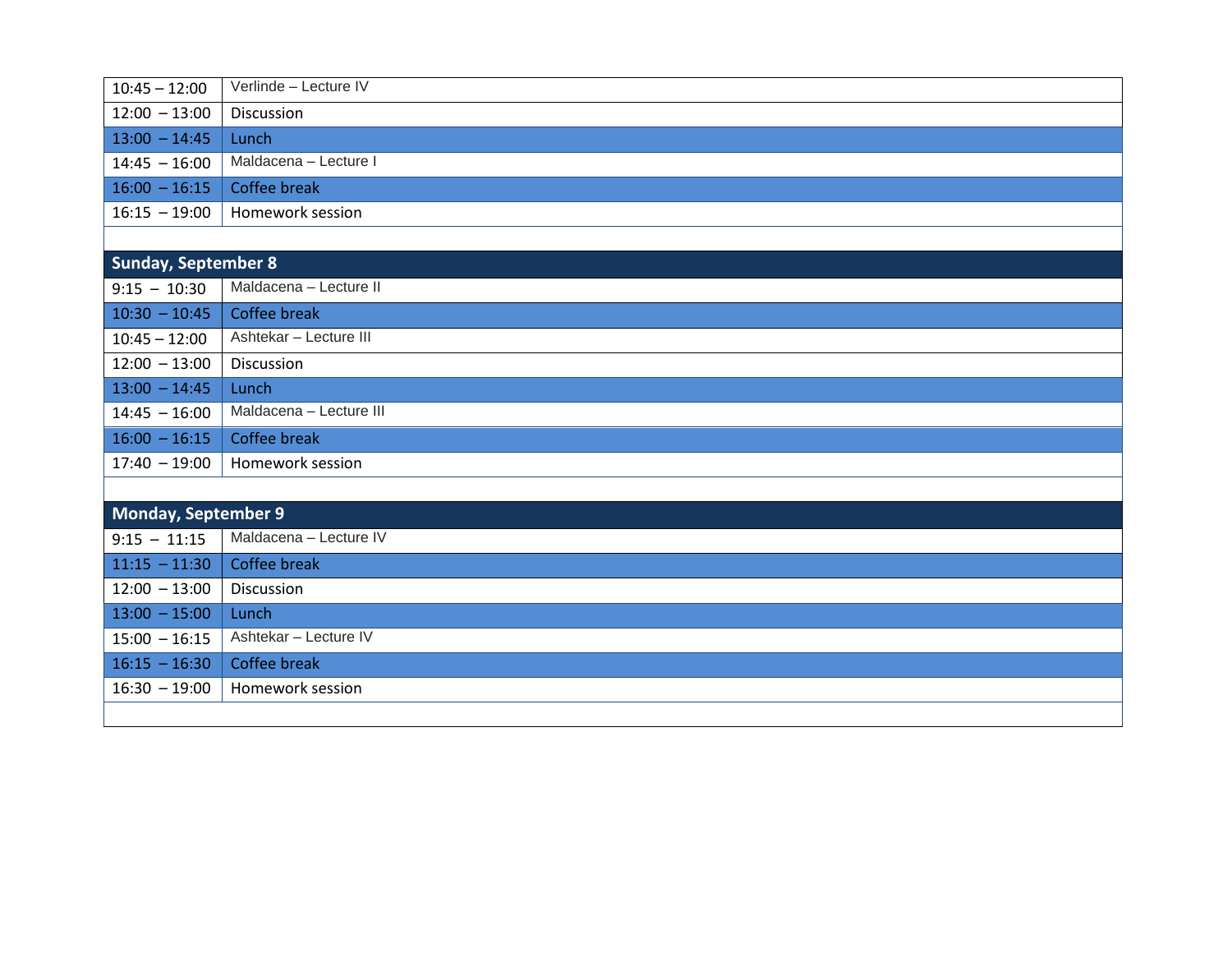| | |
|---|---|
| 10:45 – 12:00 | Verlinde – Lecture IV |
| 12:00 – 13:00 | Discussion |
| 13:00 – 14:45 | Lunch |
| 14:45 – 16:00 | Maldacena – Lecture I |
| 16:00 – 16:15 | Coffee break |
| 16:15 – 19:00 | Homework session |
| | |
| **Sunday, September 8** | |
| 9:15 – 10:30 | Maldacena – Lecture II |
| 10:30 – 10:45 | Coffee break |
| 10:45 – 12:00 | Ashtekar – Lecture III |
| 12:00 – 13:00 | Discussion |
| 13:00 – 14:45 | Lunch |
| 14:45 – 16:00 | Maldacena – Lecture III |
| 16:00 – 16:15 | Coffee break |
| 17:40 – 19:00 | Homework session |
| | |
| **Monday, September 9** | |
| 9:15 – 11:15 | Maldacena – Lecture IV |
| 11:15 – 11:30 | Coffee break |
| 12:00 – 13:00 | Discussion |
| 13:00 – 15:00 | Lunch |
| 15:00 – 16:15 | Ashtekar – Lecture IV |
| 16:15 – 16:30 | Coffee break |
| 16:30 – 19:00 | Homework session |